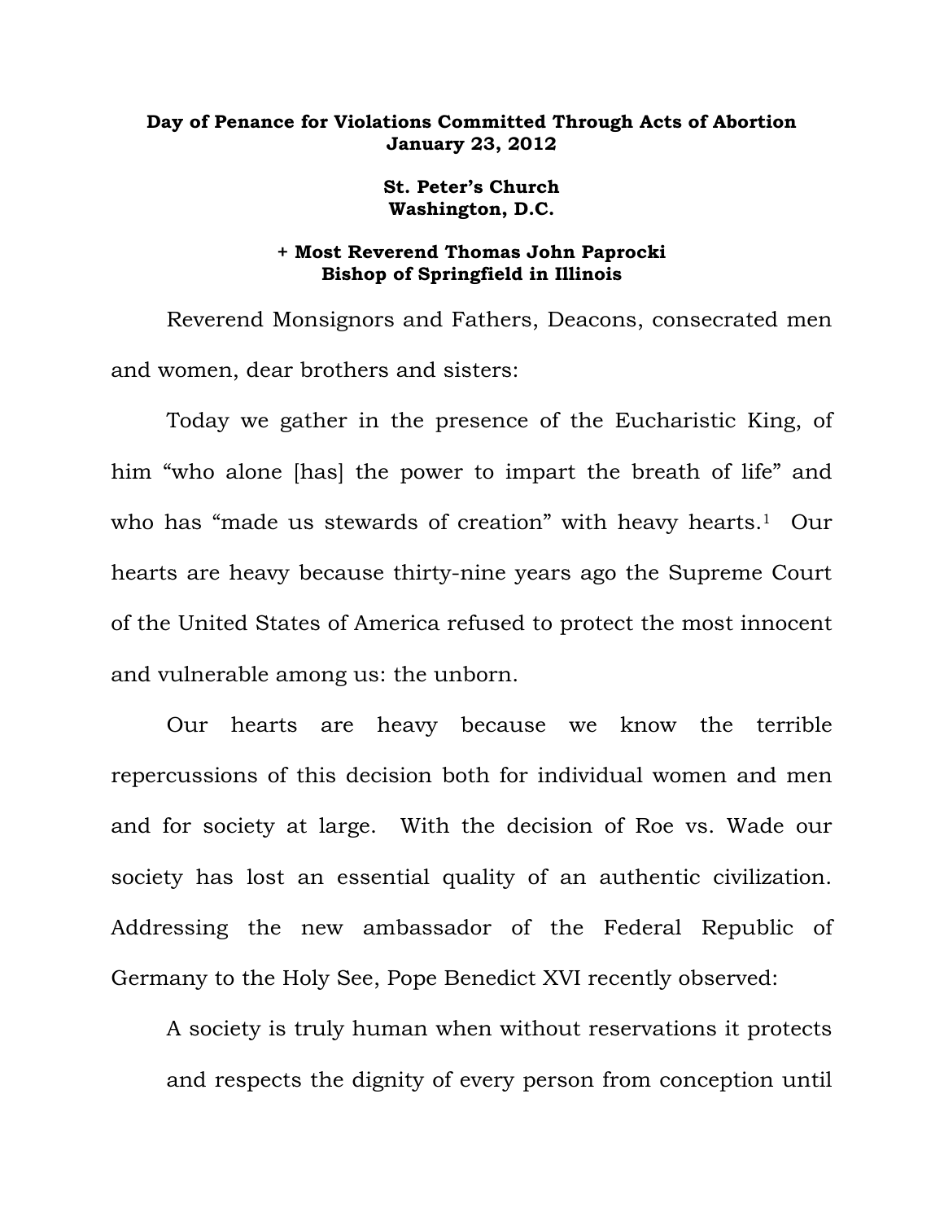**Day of Penance for Violations Committed Through Acts of Abortion**
**January 23, 2012**

**St. Peter's Church**
**Washington, D.C.**

**+ Most Reverend Thomas John Paprocki**
**Bishop of Springfield in Illinois**

Reverend Monsignors and Fathers, Deacons, consecrated men and women, dear brothers and sisters:

Today we gather in the presence of the Eucharistic King, of him "who alone [has] the power to impart the breath of life" and who has "made us stewards of creation" with heavy hearts.[1] Our hearts are heavy because thirty-nine years ago the Supreme Court of the United States of America refused to protect the most innocent and vulnerable among us: the unborn.

Our hearts are heavy because we know the terrible repercussions of this decision both for individual women and men and for society at large. With the decision of Roe vs. Wade our society has lost an essential quality of an authentic civilization. Addressing the new ambassador of the Federal Republic of Germany to the Holy See, Pope Benedict XVI recently observed:

> A society is truly human when without reservations it protects and respects the dignity of every person from conception until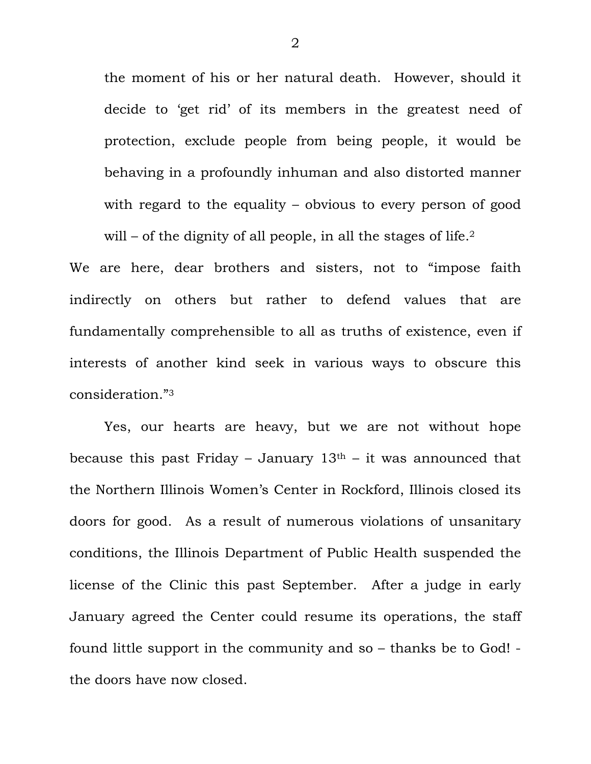> the moment of his or her natural death. However, should it decide to 'get rid' of its members in the greatest need of protection, exclude people from being people, it would be behaving in a profoundly inhuman and also distorted manner with regard to the equality – obvious to every person of good will – of the dignity of all people, in all the stages of life.[2]

We are here, dear brothers and sisters, not to "impose faith indirectly on others but rather to defend values that are fundamentally comprehensible to all as truths of existence, even if interests of another kind seek in various ways to obscure this consideration."[3]

Yes, our hearts are heavy, but we are not without hope because this past Friday – January 13th – it was announced that the Northern Illinois Women's Center in Rockford, Illinois closed its doors for good. As a result of numerous violations of unsanitary conditions, the Illinois Department of Public Health suspended the license of the Clinic this past September. After a judge in early January agreed the Center could resume its operations, the staff found little support in the community and so – thanks be to God! - the doors have now closed.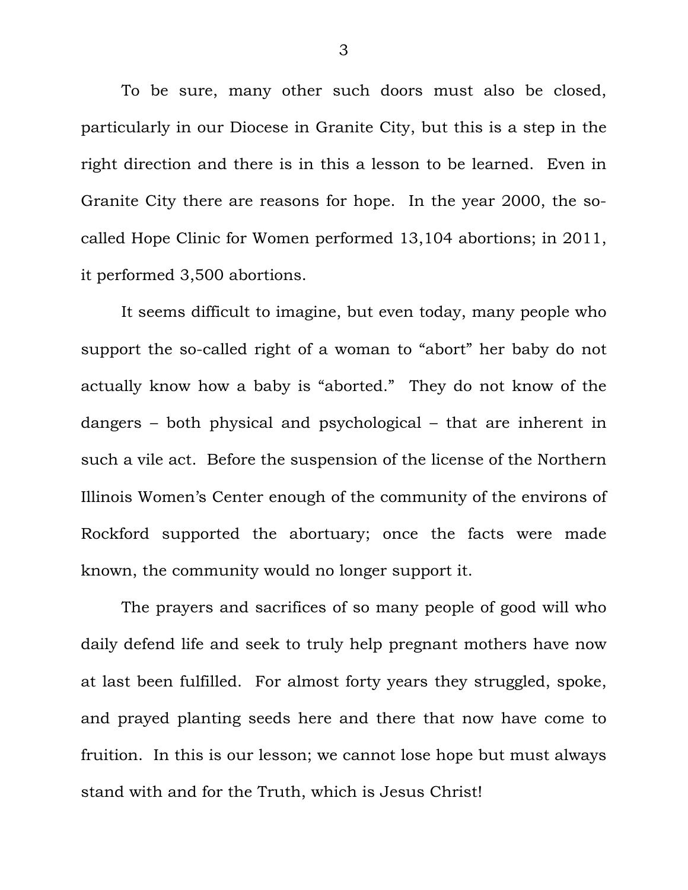To be sure, many other such doors must also be closed, particularly in our Diocese in Granite City, but this is a step in the right direction and there is in this a lesson to be learned. Even in Granite City there are reasons for hope. In the year 2000, the so-called Hope Clinic for Women performed 13,104 abortions; in 2011, it performed 3,500 abortions.

It seems difficult to imagine, but even today, many people who support the so-called right of a woman to "abort" her baby do not actually know how a baby is "aborted." They do not know of the dangers – both physical and psychological – that are inherent in such a vile act. Before the suspension of the license of the Northern Illinois Women's Center enough of the community of the environs of Rockford supported the abortuary; once the facts were made known, the community would no longer support it.

The prayers and sacrifices of so many people of good will who daily defend life and seek to truly help pregnant mothers have now at last been fulfilled. For almost forty years they struggled, spoke, and prayed planting seeds here and there that now have come to fruition. In this is our lesson; we cannot lose hope but must always stand with and for the Truth, which is Jesus Christ!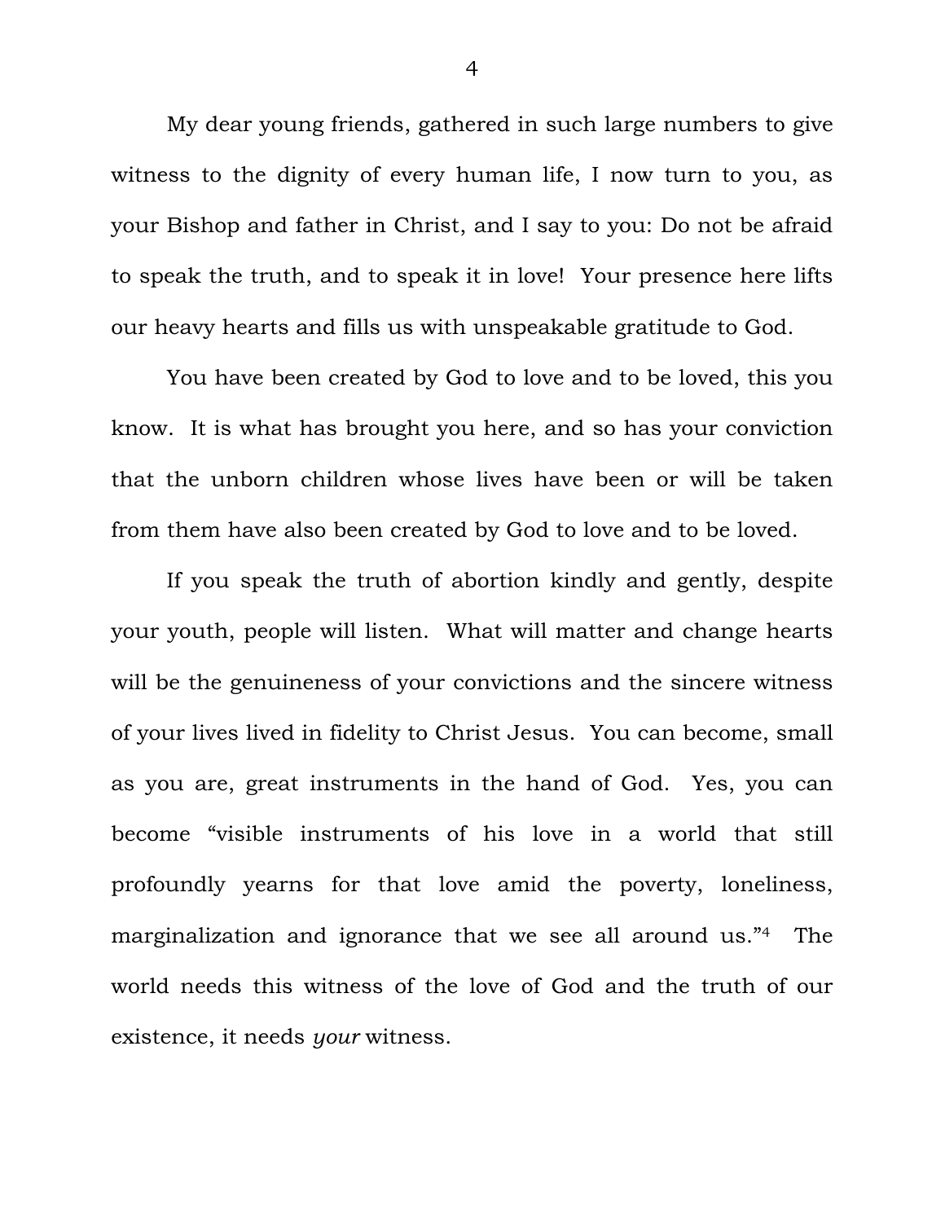My dear young friends, gathered in such large numbers to give witness to the dignity of every human life, I now turn to you, as your Bishop and father in Christ, and I say to you: Do not be afraid to speak the truth, and to speak it in love! Your presence here lifts our heavy hearts and fills us with unspeakable gratitude to God.

You have been created by God to love and to be loved, this you know. It is what has brought you here, and so has your conviction that the unborn children whose lives have been or will be taken from them have also been created by God to love and to be loved.

If you speak the truth of abortion kindly and gently, despite your youth, people will listen. What will matter and change hearts will be the genuineness of your convictions and the sincere witness of your lives lived in fidelity to Christ Jesus. You can become, small as you are, great instruments in the hand of God. Yes, you can become "visible instruments of his love in a world that still profoundly yearns for that love amid the poverty, loneliness, marginalization and ignorance that we see all around us."[4] The world needs this witness of the love of God and the truth of our existence, it needs *your* witness.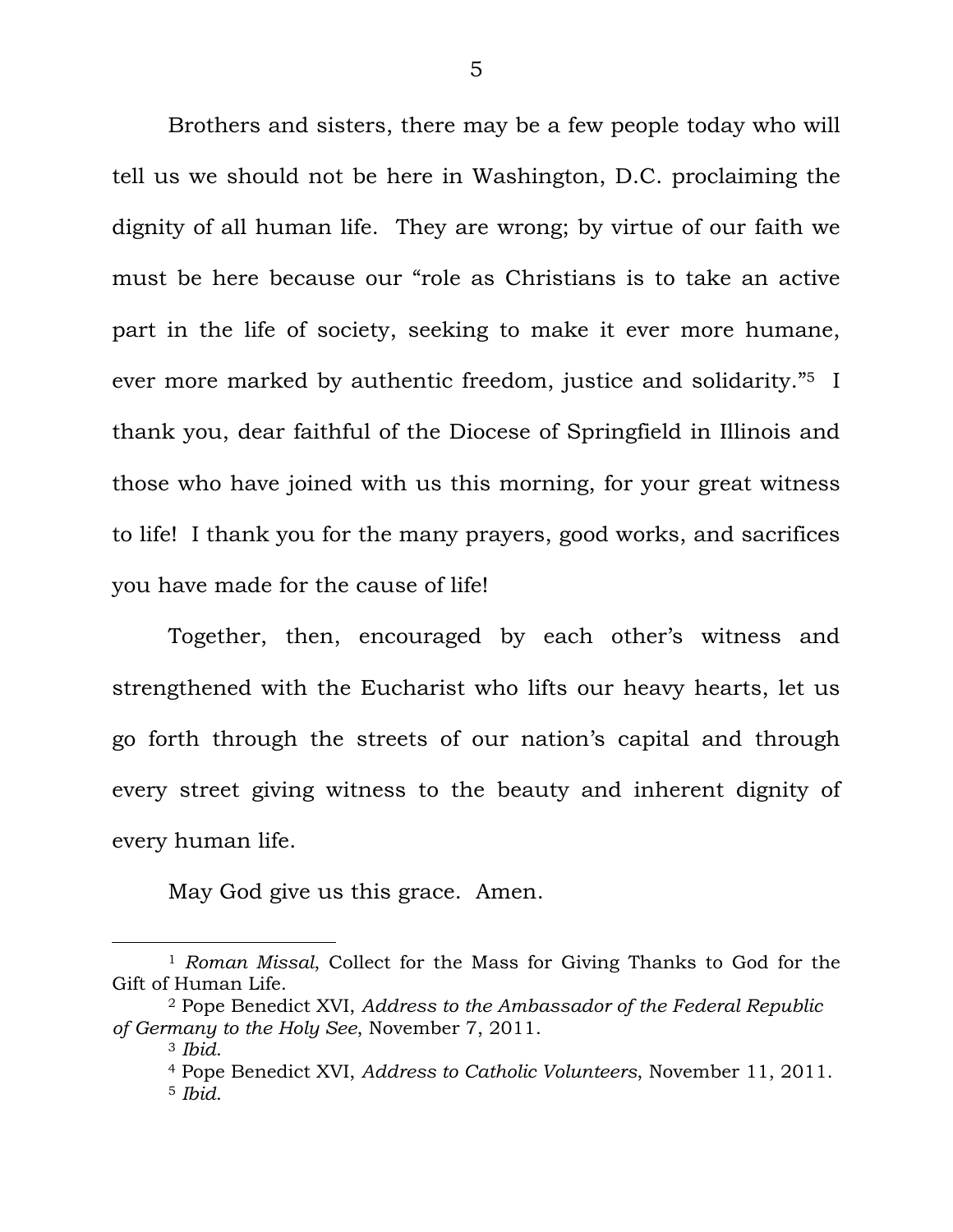Brothers and sisters, there may be a few people today who will tell us we should not be here in Washington, D.C. proclaiming the dignity of all human life. They are wrong; by virtue of our faith we must be here because our "role as Christians is to take an active part in the life of society, seeking to make it ever more humane, ever more marked by authentic freedom, justice and solidarity."[5] I thank you, dear faithful of the Diocese of Springfield in Illinois and those who have joined with us this morning, for your great witness to life! I thank you for the many prayers, good works, and sacrifices you have made for the cause of life!

Together, then, encouraged by each other's witness and strengthened with the Eucharist who lifts our heavy hearts, let us go forth through the streets of our nation's capital and through every street giving witness to the beauty and inherent dignity of every human life.

May God give us this grace. Amen.

---

[1] *Roman Missal*, Collect for the Mass for Giving Thanks to God for the Gift of Human Life.

[2] Pope Benedict XVI, *Address to the Ambassador of the Federal Republic of Germany to the Holy See*, November 7, 2011.

[3] *Ibid.*

[4] Pope Benedict XVI, *Address to Catholic Volunteers*, November 11, 2011.

[5] *Ibid.*